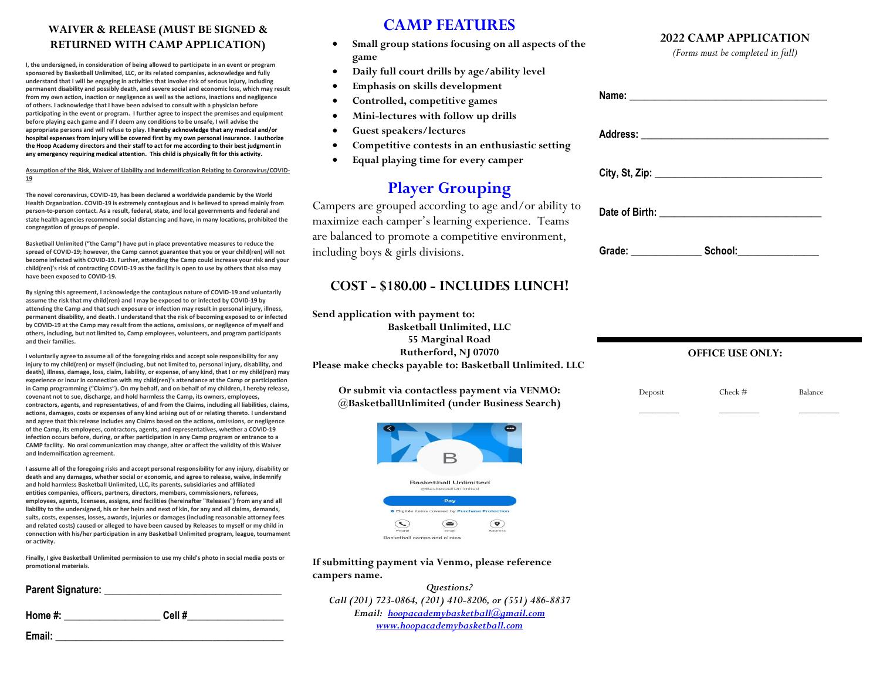## WAIVER & RELEASE (MUST BE SIGNED & RETURNED WITH CAMP APPLICATION)

**I, the undersigned, in consideration of being allowed to participate in an event or program sponsored by Basketball Unlimited, LLC, or its related companies, acknowledge and fully understand that I will be engaging in activities that involve risk of serious injury, including permanent disability and possibly death, and severe social and economic loss, which may result from my own action, inaction or negligence as well as the actions, inactions and negligence of others. I acknowledge that I have been advised to consult with a physician before participating in the event or program. I further agree to inspect the premises and equipment before playing each game and if I deem any conditions to be unsafe, I will advise the appropriate persons and will refuse to play. I hereby acknowledge that any medical and/or hospital expenses from injury will be covered first by my own personal insurance. I authorize the Hoop Academy directors and their staff to act for me according to their best judgment in any emergency requiring medical attention. This child is physically fit for this activity.**

**Assumption of the Risk, Waiver of Liability and Indemnification Relating to Coronavirus/COVID-19**

**The novel coronavirus, COVID-19, has been declared a worldwide pandemic by the World Health Organization. COVID-19 is extremely contagious and is believed to spread mainly from person-to-person contact. As a result, federal, state, and local governments and federal and state health agencies recommend social distancing and have, in many locations, prohibited the congregation of groups of people.**

**Basketball Unlimited ("the Camp") have put in place preventative measures to reduce the spread of COVID-19; however, the Camp cannot guarantee that you or your child(ren) will not become infected with COVID-19. Further, attending the Camp could increase your risk and your child(ren)'s risk of contracting COVID-19 as the facility is open to use by others that also may have been exposed to COVID-19.**

**By signing this agreement, I acknowledge the contagious nature of COVID-19 and voluntarily assume the risk that my child(ren) and I may be exposed to or infected by COVID-19 by attending the Camp and that such exposure or infection may result in personal injury, illness, permanent disability, and death. I understand that the risk of becoming exposed to or infected by COVID-19 at the Camp may result from the actions, omissions, or negligence of myself and others, including, but not limited to, Camp employees, volunteers, and program participants and their families.**

**I voluntarily agree to assume all of the foregoing risks and accept sole responsibility for any injury to my child(ren) or myself (including, but not limited to, personal injury, disability, and death), illness, damage, loss, claim, liability, or expense, of any kind, that I or my child(ren) may experience or incur in connection with my child(ren)'s attendance at the Camp or participation in Camp programming ("Claims"). On my behalf, and on behalf of my children, I hereby release, covenant not to sue, discharge, and hold harmless the Camp, its owners, employees, contractors, agents, and representatives, of and from the Claims, including all liabilities, claims, actions, damages, costs or expenses of any kind arising out of or relating thereto. I understand and agree that this release includes any Claims based on the actions, omissions, or negligence of the Camp, its employees, contractors, agents, and representatives, whether a COVID-19 infection occurs before, during, or after participation in any Camp program or entrance to a CAMP facility. No oral communication may change, alter or affect the validity of this Waiver and Indemnification agreement.**

**I assume all of the foregoing risks and accept personal responsibility for any injury, disability or death and any damages, whether social or economic, and agree to release, waive, indemnify and hold harmless Basketball Unlimited, LLC, its parents, subsidiaries and affiliated entities companies, officers, partners, directors, members, commissioners, referees, employees, agents, licensees, assigns, and facilities (hereinafter "Releases") from any and all liability to the undersigned, his or her heirs and next of kin, for any and all claims, demands, suits, costs, expenses, losses, awards, injuries or damages (including reasonable attorney fees and related costs) caused or alleged to have been caused by Releases to myself or my child in connection with his/her participation in any Basketball Unlimited program, league, tournament or activity.**

**Finally, I give Basketball Unlimited permission to use my child's photo in social media posts or promotional materials.**

**Parent Signature:** ______________________________

**Home #:** ________________ **Cell #**________________

**Email:** ______________________________________

## CAMP FEATURES

- **Small group stations focusing on all aspects of the game**
- **Daily full court drills by age/ability level**
- **Emphasis on skills development**
- **Controlled, competitive games**
- **Mini-lectures with follow up drills**
- **Guest speakers/lectures**
- **Competitive contests in an enthusiastic setting**
- **Equal playing time for every camper**

## Player Grouping

Campers are grouped according to age and/or ability to maximize each camper's learning experience. Teams are balanced to promote a competitive environment, including boys & girls divisions.

## COST - $180.00 - INCLUDES LUNCH!

**Send application with payment to:**
**Basketball Unlimited, LLC**
**55 Marginal Road**
**Rutherford, NJ 07070**
**Please make checks payable to: Basketball Unlimited. LLC**

**Or submit via contactless payment via VENMO: @BasketballUnlimited (under Business Search)**

Basketball Unlimited
@BasketballUnlimited
Pay
Eligible items covered by Purchase Protection
Phone Email Address
Basketball camps and clinics

**If submitting payment via Venmo, please reference campers name.**

*Questions?*
*Call (201) 723-0864, (201) 410-8206, or (551) 486-8837*
*Email: hoopacademybasketball@gmail.com*
*www.hoopacademybasketball.com*

## 2022 CAMP APPLICATION

*(Forms must be completed in full)*

**Name:** ______________________________

**Address:** ______________________________

**City, St, Zip:** ____________________________

**Date of Birth:** ___________________________

**Grade:** ___________ **School:**_____________

**OFFICE USE ONLY:**

| Deposit | Check # | Balance |
|---|---|---|
| ________ | ________ | ________ |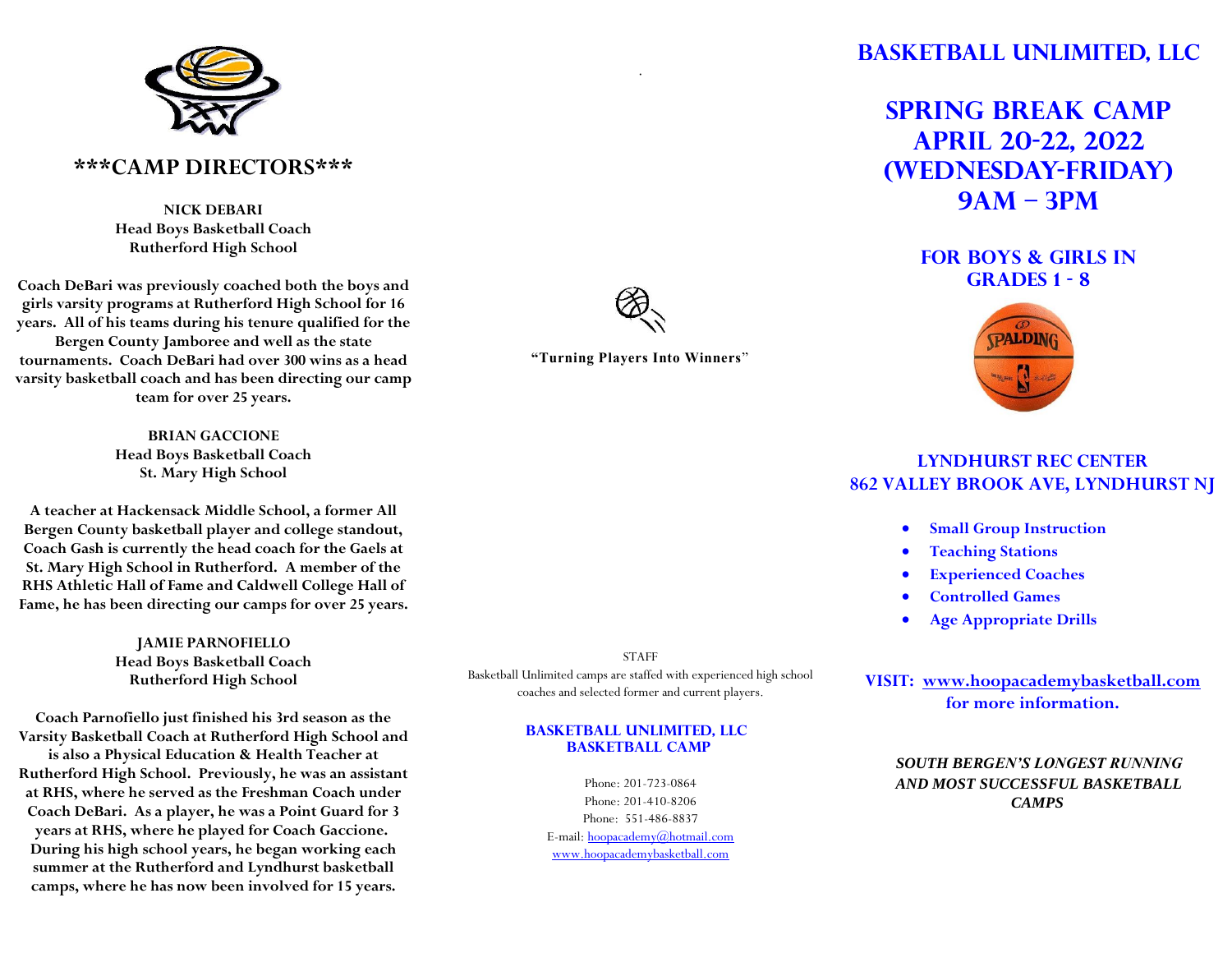## \*\*\*CAMP DIRECTORS\*\*\*

**NICK DEBARI**
**Head Boys Basketball Coach**
**Rutherford High School**

**Coach DeBari was previously coached both the boys and girls varsity programs at Rutherford High School for 16 years. All of his teams during his tenure qualified for the Bergen County Jamboree and well as the state tournaments. Coach DeBari had over 300 wins as a head varsity basketball coach and has been directing our camp team for over 25 years.**

**BRIAN GACCIONE**
**Head Boys Basketball Coach**
**St. Mary High School**

**A teacher at Hackensack Middle School, a former All Bergen County basketball player and college standout, Coach Gash is currently the head coach for the Gaels at St. Mary High School in Rutherford. A member of the RHS Athletic Hall of Fame and Caldwell College Hall of Fame, he has been directing our camps for over 25 years.**

**JAMIE PARNOFIELLO**
**Head Boys Basketball Coach**
**Rutherford High School**

**Coach Parnofiello just finished his 3rd season as the Varsity Basketball Coach at Rutherford High School and is also a Physical Education & Health Teacher at Rutherford High School. Previously, he was an assistant at RHS, where he served as the Freshman Coach under Coach DeBari. As a player, he was a Point Guard for 3 years at RHS, where he played for Coach Gaccione. During his high school years, he began working each summer at the Rutherford and Lyndhurst basketball camps, where he has now been involved for 15 years.**

**"Turning Players Into Winners"**

STAFF
Basketball Unlimited camps are staffed with experienced high school coaches and selected former and current players.

**BASKETBALL UNLIMITED, LLC**
**BASKETBALL CAMP**

Phone: 201-723-0864
Phone: 201-410-8206
Phone: 551-486-8837
E-mail: hoopacademy@hotmail.com
www.hoopacademybasketball.com

# BASKETBALL UNLIMITED, LLC

# SPRING BREAK CAMP
# APRIL 20-22, 2022
# (WEDNESDAY-FRIDAY)
# 9AM – 3PM

## FOR BOYS & GIRLS IN GRADES 1 - 8

## LYNDHURST REC CENTER
## 862 VALLEY BROOK AVE, LYNDHURST NJ

- **Small Group Instruction**
- **Teaching Stations**
- **Experienced Coaches**
- **Controlled Games**
- **Age Appropriate Drills**

**VISIT: www.hoopacademybasketball.com for more information.**

***SOUTH BERGEN'S LONGEST RUNNING AND MOST SUCCESSFUL BASKETBALL CAMPS***